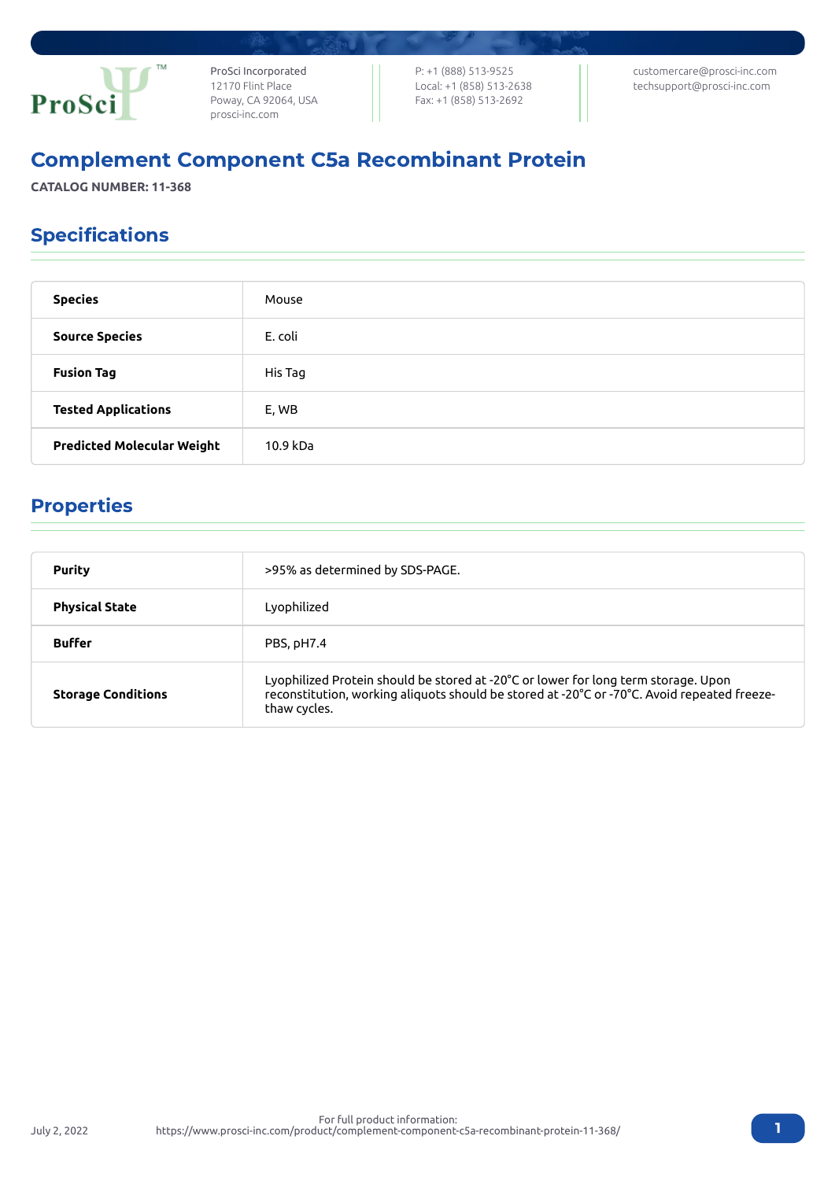ProSci Incorporated
12170 Flint Place
Poway, CA 92064, USA
prosci-inc.com

P: +1 (888) 513-9525
Local: +1 (858) 513-2638
Fax: +1 (858) 513-2692

customercare@prosci-inc.com
techsupport@prosci-inc.com

# Complement Component C5a Recombinant Protein

**CATALOG NUMBER: 11-368**

## Specifications

| | |
|---|---|
| **Species** | Mouse |
| **Source Species** | E. coli |
| **Fusion Tag** | His Tag |
| **Tested Applications** | E, WB |
| **Predicted Molecular Weight** | 10.9 kDa |

## Properties

| | |
|---|---|
| **Purity** | >95% as determined by SDS-PAGE. |
| **Physical State** | Lyophilized |
| **Buffer** | PBS, pH7.4 |
| **Storage Conditions** | Lyophilized Protein should be stored at -20°C or lower for long term storage. Upon reconstitution, working aliquots should be stored at -20°C or -70°C. Avoid repeated freeze-thaw cycles. |

July 2, 2022

For full product information:
https://www.prosci-inc.com/product/complement-component-c5a-recombinant-protein-11-368/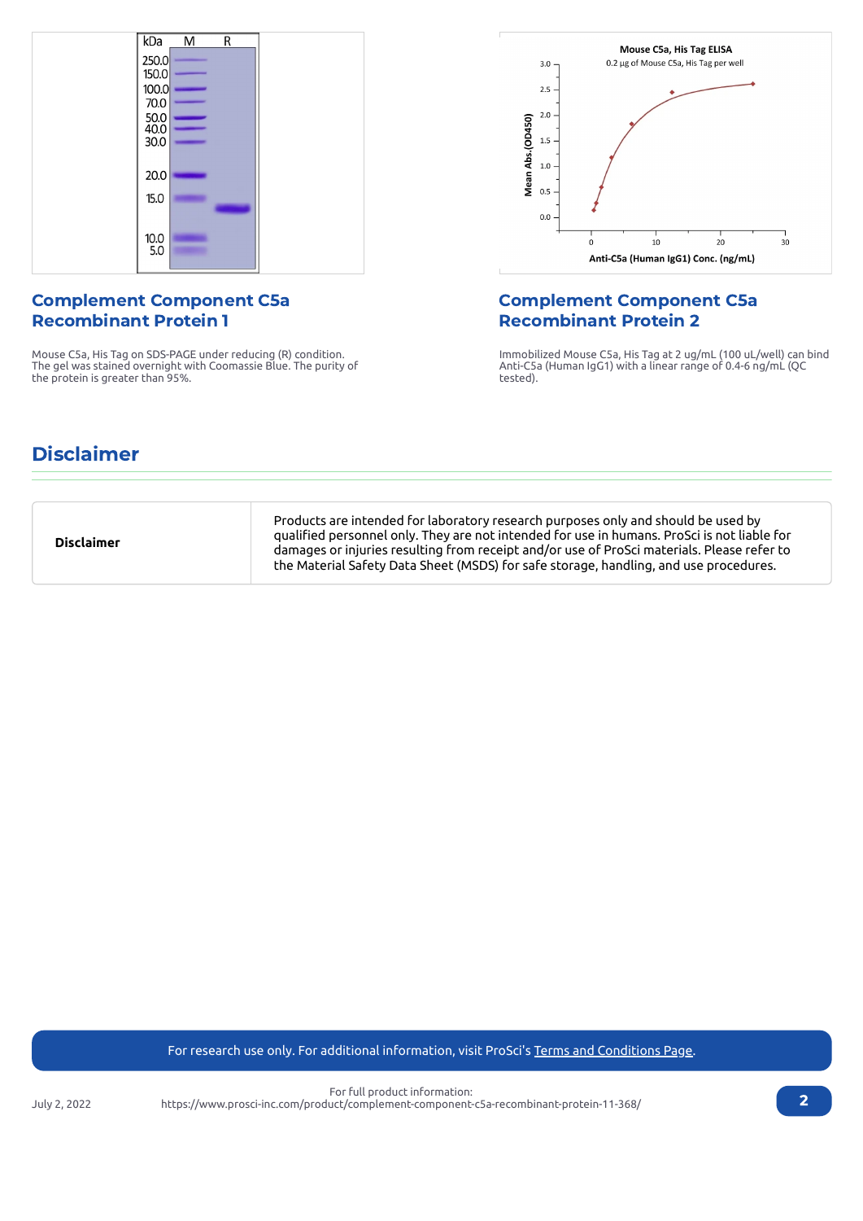kDa M R
250.0
150.0
100.0
70.0
50.0
40.0
30.0
20.0
15.0
10.0
5.0

## Complement Component C5a Recombinant Protein 1

Mouse C5a, His Tag on SDS-PAGE under reducing (R) condition. The gel was stained overnight with Coomassie Blue. The purity of the protein is greater than 95%.

Mouse C5a, His Tag ELISA
0.2 µg of Mouse C5a, His Tag per well
Mean Abs.(OD450)
3.0
2.5
2.0
1.5
1.0
0.5
0.0
0
10
20
30
Anti-C5a (Human IgG1) Conc. (ng/mL)

## Complement Component C5a Recombinant Protein 2

Immobilized Mouse C5a, His Tag at 2 ug/mL (100 uL/well) can bind Anti-C5a (Human IgG1) with a linear range of 0.4-6 ng/mL (QC tested).

# Disclaimer

| | |
|---|---|
| **Disclaimer** | Products are intended for laboratory research purposes only and should be used by qualified personnel only. They are not intended for use in humans. ProSci is not liable for damages or injuries resulting from receipt and/or use of ProSci materials. Please refer to the Material Safety Data Sheet (MSDS) for safe storage, handling, and use procedures. |

For research use only. For additional information, visit ProSci's Terms and Conditions Page.

July 2, 2022

For full product information:
https://www.prosci-inc.com/product/complement-component-c5a-recombinant-protein-11-368/